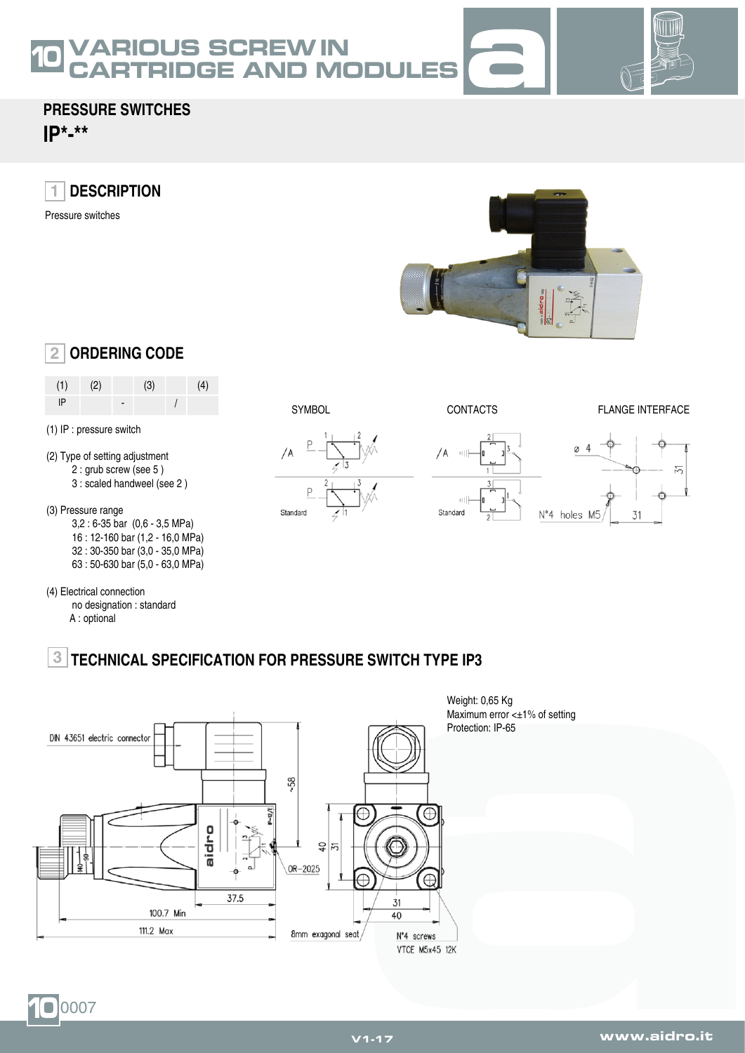# 10 VARIOUS SCREW IN CARTRIDGE AND MODULES

## PRESSURE SWITCHES

## IP*-**

### 1 DESCRIPTION

Pressure switches

### 2 ORDERING CODE

| (1) | (2) | | (3) | | (4) |
|---|---|---|---|---|---|
| IP | | - | | / | |

(1) IP : pressure switch

(2) Type of setting adjustment
- 2 : grub screw (see 5 )
- 3 : scaled handweel (see 2 )

(3) Pressure range
- 3,2 : 6-35 bar (0,6 - 3,5 MPa)
- 16 : 12-160 bar (1,2 - 16,0 MPa)
- 32 : 30-350 bar (3,0 - 35,0 MPa)
- 63 : 50-630 bar (5,0 - 63,0 MPa)

(4) Electrical connection
- no designation : standard
- A : optional

SYMBOL | CONTACTS | FLANGE INTERFACE

/A | Standard | /A | Standard | Ø 4 | N°4 holes M5 | 31 | 31

### 3 TECHNICAL SPECIFICATION FOR PRESSURE SWITCH TYPE IP3

Weight: 0,65 Kg
Maximum error <±1% of setting
Protection: IP-65

DIN 43651 electric connector | ~58 | 40 | 31 | OR-2025 | 37.5 | 100.7 Min | 111.2 Max | 8mm exagonal seat | 31 | 40 | N°4 screws VTCE M5x45 12K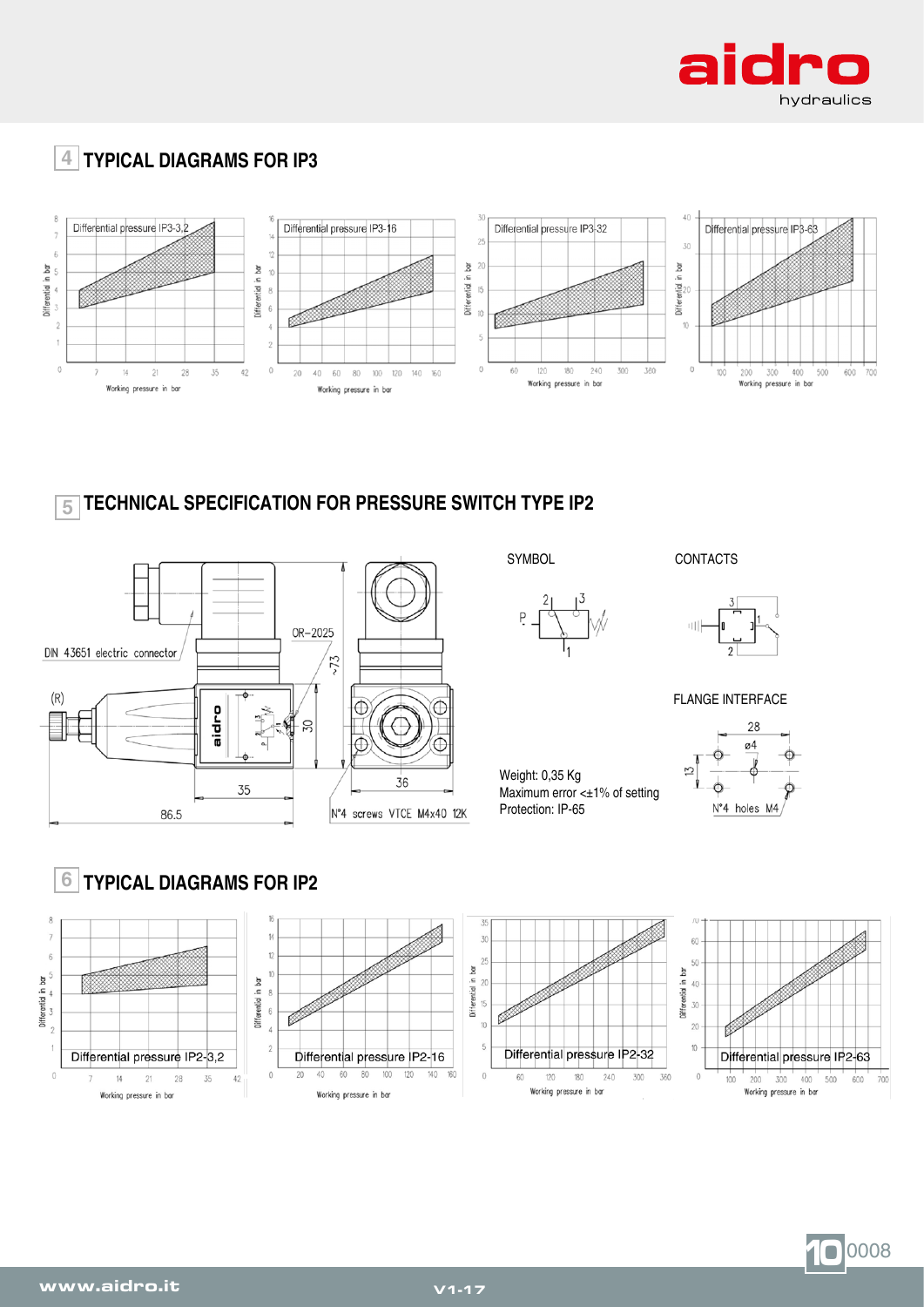## 4 TYPICAL DIAGRAMS FOR IP3

Differential pressure IP3-3,2

Differential in bar

Working pressure in bar

Differential pressure IP3-16

Differential in bar

Working pressure in bar

Differential pressure IP3-32

Differential in bar

Working pressure in bar

Differential pressure IP3-63

Differential in bar

Working pressure in bar

## 5 TECHNICAL SPECIFICATION FOR PRESSURE SWITCH TYPE IP2

DIN 43651 electric connector

OR-2025

~73

(R)

30

35

86.5

36

N°4 screws VTCE M4x40 12K

SYMBOL

CONTACTS

FLANGE INTERFACE

28

ø4

13

N°4 holes M4

Weight: 0,35 Kg
Maximum error <±1% of setting
Protection: IP-65

## 6 TYPICAL DIAGRAMS FOR IP2

Differential pressure IP2-3,2

Differential in bar

Working pressure in bar

Differential pressure IP2-16

Differential in bar

Working pressure in bar

Differential pressure IP2-32

Differential in bar

Working pressure in bar

Differential pressure IP2-63

Differential in bar

Working pressure in bar

10 0008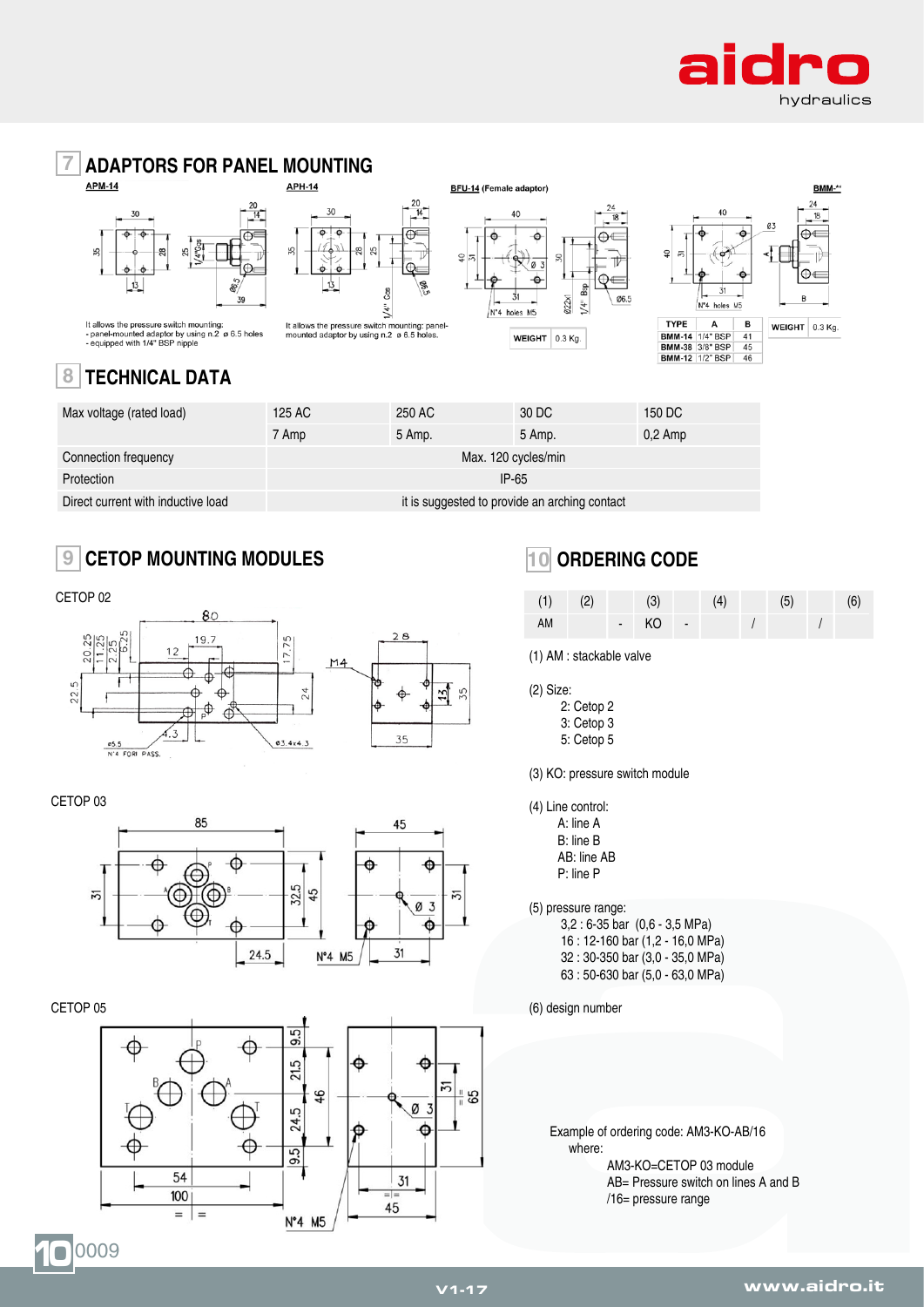## 7 ADAPTORS FOR PANEL MOUNTING

**APM-14**

It allows the pressure switch mounting:
- panel-mounted adaptor by using n.2 ø 6.5 holes
- equipped with 1/4" BSP nipple

**APH-14**

It allows the pressure switch mounting: panel-mounted adaptor by using n.2 ø 6.5 holes.

**BFU-14** (Female adaptor)

| WEIGHT | 0.3 Kg. |
|---|---|

**BMM-**

| TYPE | A | B |
|---|---|---|
| BMM-14 | 1/4" BSP | 41 |
| BMM-38 | 3/8" BSP | 45 |
| BMM-12 | 1/2" BSP | 46 |

| WEIGHT | 0.3 Kg. |
|---|---|

## 8 TECHNICAL DATA

| | | | | |
|---|---|---|---|---|
| Max voltage (rated load) | 125 AC | 250 AC | 30 DC | 150 DC |
| | 7 Amp | 5 Amp. | 5 Amp. | 0,2 Amp |
| Connection frequency | Max. 120 cycles/min | | | |
| Protection | IP-65 | | | |
| Direct current with inductive load | it is suggested to provide an arching contact | | | |

## 9 CETOP MOUNTING MODULES

CETOP 02

CETOP 03

CETOP 05

## 10 ORDERING CODE

| (1) | (2) | | (3) | | (4) | | (5) | | (6) |
|---|---|---|---|---|---|---|---|---|---|
| AM | | - | KO | - | | / | | / | |

(1) AM : stackable valve

(2) Size:
- 2: Cetop 2
- 3: Cetop 3
- 5: Cetop 5

(3) KO: pressure switch module

(4) Line control:
- A: line A
- B: line B
- AB: line AB
- P: line P

(5) pressure range:
- 3,2 : 6-35 bar (0,6 - 3,5 MPa)
- 16 : 12-160 bar (1,2 - 16,0 MPa)
- 32 : 30-350 bar (3,0 - 35,0 MPa)
- 63 : 50-630 bar (5,0 - 63,0 MPa)

(6) design number

Example of ordering code: AM3-KO-AB/16
where:
AM3-KO=CETOP 03 module
AB= Pressure switch on lines A and B
/16= pressure range

10 0009